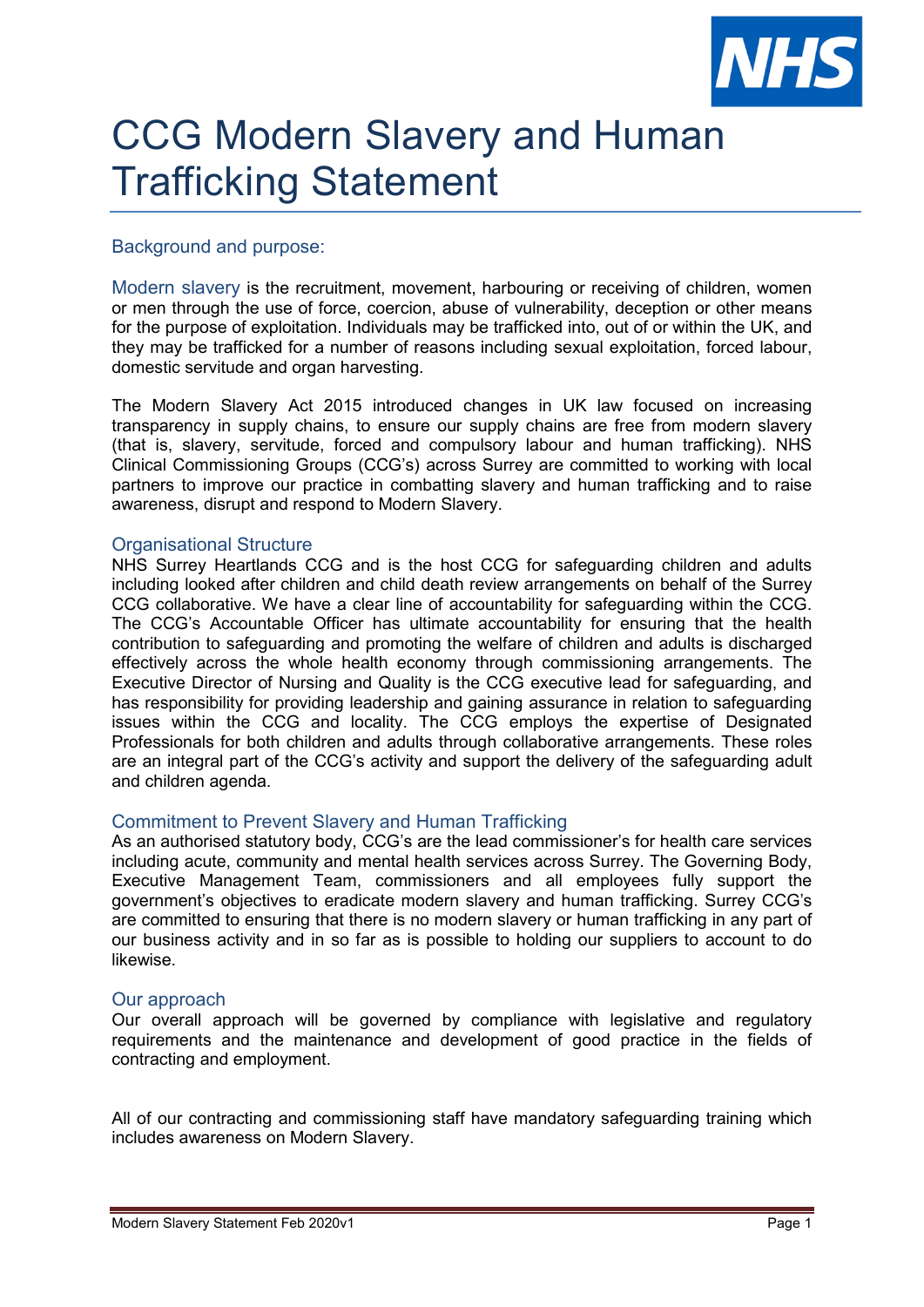# CCG Modern Slavery and Human Trafficking Statement

## Background and purpose:

Modern slavery is the recruitment, movement, harbouring or receiving of children, women or men through the use of force, coercion, abuse of vulnerability, deception or other means for the purpose of exploitation. Individuals may be trafficked into, out of or within the UK, and they may be trafficked for a number of reasons including sexual exploitation, forced labour, domestic servitude and organ harvesting.

The Modern Slavery Act 2015 introduced changes in UK law focused on increasing transparency in supply chains, to ensure our supply chains are free from modern slavery (that is, slavery, servitude, forced and compulsory labour and human trafficking). NHS Clinical Commissioning Groups (CCG's) across Surrey are committed to working with local partners to improve our practice in combatting slavery and human trafficking and to raise awareness, disrupt and respond to Modern Slavery.

## Organisational Structure

NHS Surrey Heartlands CCG and is the host CCG for safeguarding children and adults including looked after children and child death review arrangements on behalf of the Surrey CCG collaborative. We have a clear line of accountability for safeguarding within the CCG. The CCG's Accountable Officer has ultimate accountability for ensuring that the health contribution to safeguarding and promoting the welfare of children and adults is discharged effectively across the whole health economy through commissioning arrangements. The Executive Director of Nursing and Quality is the CCG executive lead for safeguarding, and has responsibility for providing leadership and gaining assurance in relation to safeguarding issues within the CCG and locality. The CCG employs the expertise of Designated Professionals for both children and adults through collaborative arrangements. These roles are an integral part of the CCG's activity and support the delivery of the safeguarding adult and children agenda.

## Commitment to Prevent Slavery and Human Trafficking

As an authorised statutory body, CCG's are the lead commissioner's for health care services including acute, community and mental health services across Surrey. The Governing Body, Executive Management Team, commissioners and all employees fully support the government's objectives to eradicate modern slavery and human trafficking. Surrey CCG's are committed to ensuring that there is no modern slavery or human trafficking in any part of our business activity and in so far as is possible to holding our suppliers to account to do likewise.

## Our approach

Our overall approach will be governed by compliance with legislative and regulatory requirements and the maintenance and development of good practice in the fields of contracting and employment.

All of our contracting and commissioning staff have mandatory safeguarding training which includes awareness on Modern Slavery.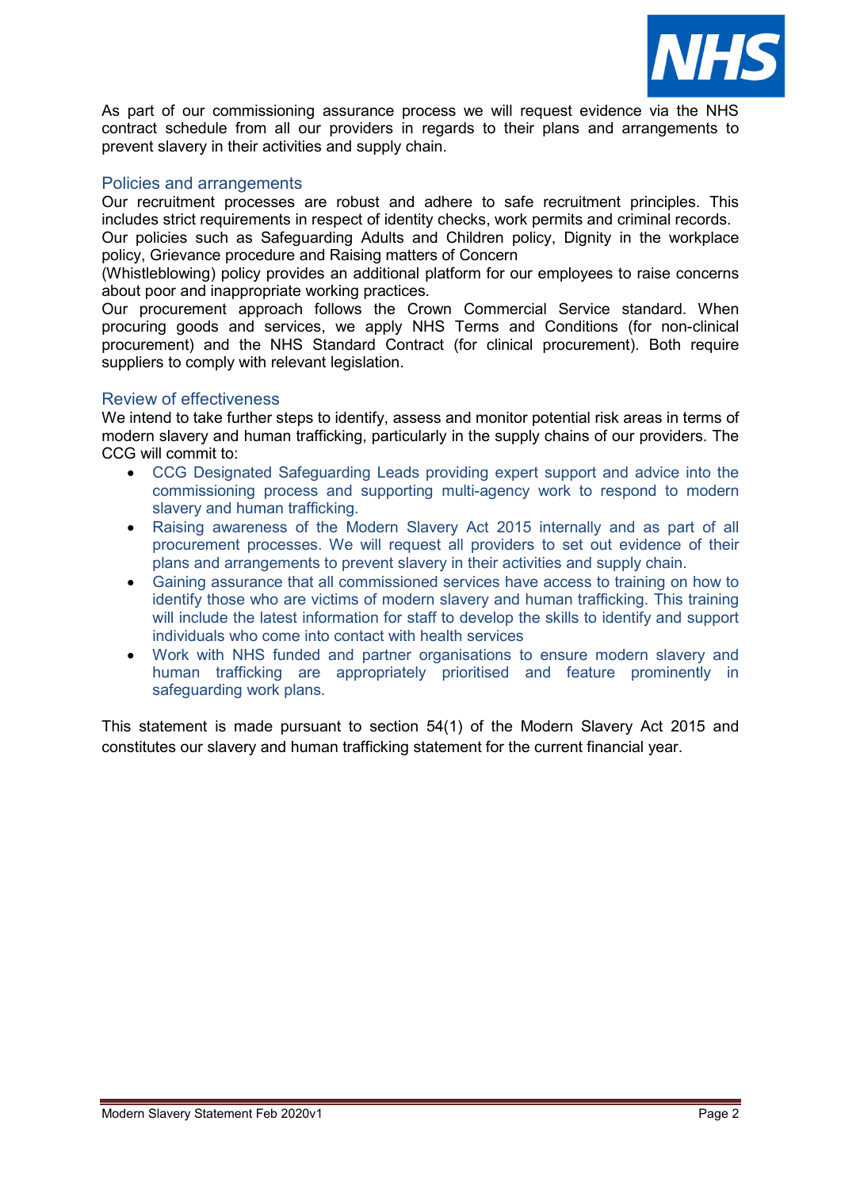As part of our commissioning assurance process we will request evidence via the NHS contract schedule from all our providers in regards to their plans and arrangements to prevent slavery in their activities and supply chain.

## Policies and arrangements

Our recruitment processes are robust and adhere to safe recruitment principles. This includes strict requirements in respect of identity checks, work permits and criminal records. Our policies such as Safeguarding Adults and Children policy, Dignity in the workplace policy, Grievance procedure and Raising matters of Concern (Whistleblowing) policy provides an additional platform for our employees to raise concerns about poor and inappropriate working practices.

Our procurement approach follows the Crown Commercial Service standard. When procuring goods and services, we apply NHS Terms and Conditions (for non-clinical procurement) and the NHS Standard Contract (for clinical procurement). Both require suppliers to comply with relevant legislation.

## Review of effectiveness

We intend to take further steps to identify, assess and monitor potential risk areas in terms of modern slavery and human trafficking, particularly in the supply chains of our providers. The CCG will commit to:

- CCG Designated Safeguarding Leads providing expert support and advice into the commissioning process and supporting multi-agency work to respond to modern slavery and human trafficking.
- Raising awareness of the Modern Slavery Act 2015 internally and as part of all procurement processes. We will request all providers to set out evidence of their plans and arrangements to prevent slavery in their activities and supply chain.
- Gaining assurance that all commissioned services have access to training on how to identify those who are victims of modern slavery and human trafficking. This training will include the latest information for staff to develop the skills to identify and support individuals who come into contact with health services
- Work with NHS funded and partner organisations to ensure modern slavery and human trafficking are appropriately prioritised and feature prominently in safeguarding work plans.

This statement is made pursuant to section 54(1) of the Modern Slavery Act 2015 and constitutes our slavery and human trafficking statement for the current financial year.